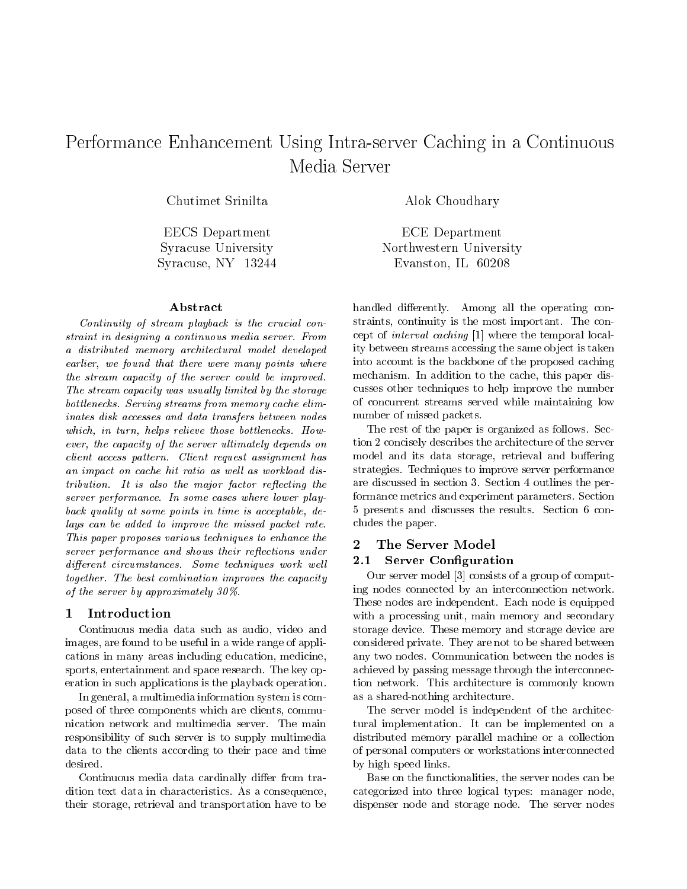# Performance Enhancement Using Intra-server Caching in a Continuous Media Server

Chutimet Srinilta

EECS Department
Syracuse University
Syracuse, NY 13244

Alok Choudhary

ECE Department
Northwestern University
Evanston, IL 60208

## Abstract

*Continuity of stream playback is the crucial constraint in designing a continuous media server. From a distributed memory architectural model developed earlier, we found that there were many points where the stream capacity of the server could be improved. The stream capacity was usually limited by the storage bottlenecks. Serving streams from memory cache eliminates disk accesses and data transfers between nodes which, in turn, helps relieve those bottlenecks. However, the capacity of the server ultimately depends on client access pattern. Client request assignment has an impact on cache hit ratio as well as workload distribution. It is also the major factor reflecting the server performance. In some cases where lower playback quality at some points in time is acceptable, delays can be added to improve the missed packet rate. This paper proposes various techniques to enhance the server performance and shows their reflections under different circumstances. Some techniques work well together. The best combination improves the capacity of the server by approximately 30%.*

## 1 Introduction

Continuous media data such as audio, video and images, are found to be useful in a wide range of applications in many areas including education, medicine, sports, entertainment and space research. The key operation in such applications is the playback operation.

In general, a multimedia information system is composed of three components which are clients, communication network and multimedia server. The main responsibility of such server is to supply multimedia data to the clients according to their pace and time desired.

Continuous media data cardinally differ from tradition text data in characteristics. As a consequence, their storage, retrieval and transportation have to be handled differently. Among all the operating constraints, continuity is the most important. The concept of *interval caching* [1] where the temporal locality between streams accessing the same object is taken into account is the backbone of the proposed caching mechanism. In addition to the cache, this paper discusses other techniques to help improve the number of concurrent streams served while maintaining low number of missed packets.

The rest of the paper is organized as follows. Section 2 concisely describes the architecture of the server model and its data storage, retrieval and buffering strategies. Techniques to improve server performance are discussed in section 3. Section 4 outlines the performance metrics and experiment parameters. Section 5 presents and discusses the results. Section 6 concludes the paper.

## 2 The Server Model

### 2.1 Server Configuration

Our server model [3] consists of a group of computing nodes connected by an interconnection network. These nodes are independent. Each node is equipped with a processing unit, main memory and secondary storage device. These memory and storage device are considered private. They are not to be shared between any two nodes. Communication between the nodes is achieved by passing message through the interconnection network. This architecture is commonly known as a shared-nothing architecture.

The server model is independent of the architectural implementation. It can be implemented on a distributed memory parallel machine or a collection of personal computers or workstations interconnected by high speed links.

Base on the functionalities, the server nodes can be categorized into three logical types: manager node, dispenser node and storage node. The server nodes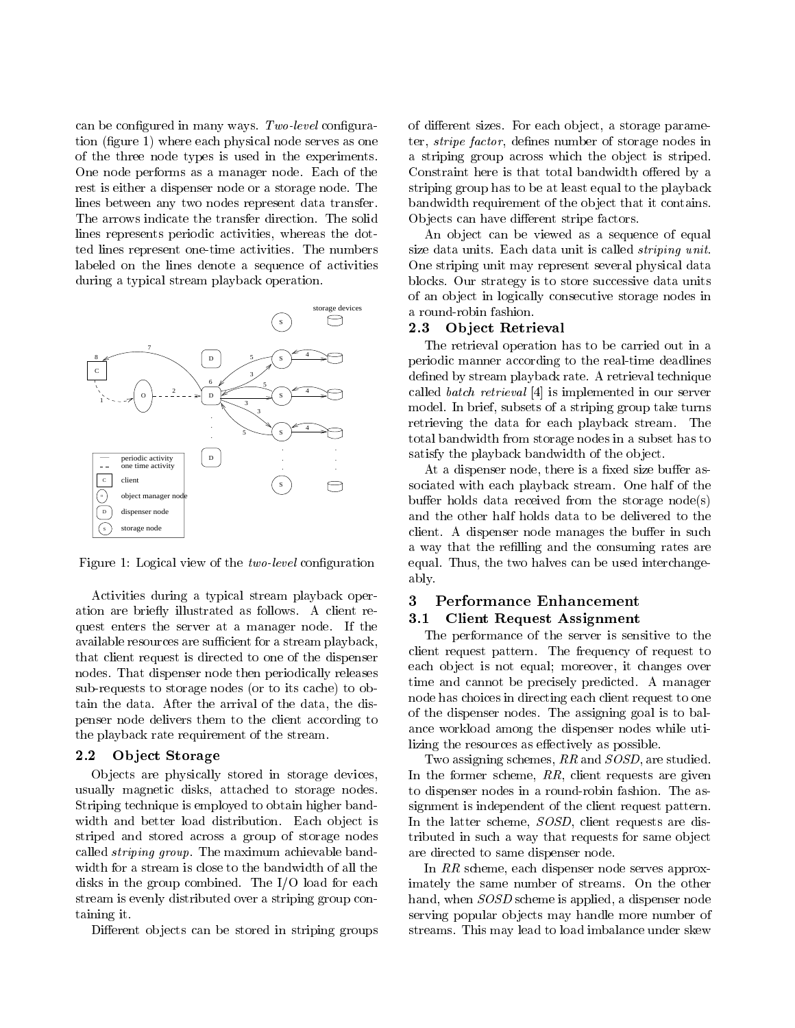can be configured in many ways. *Two-level* configuration (figure 1) where each physical node serves as one of the three node types is used in the experiments. One node performs as a manager node. Each of the rest is either a dispenser node or a storage node. The lines between any two nodes represent data transfer. The arrows indicate the transfer direction. The solid lines represents periodic activities, whereas the dotted lines represent one-time activities. The numbers labeled on the lines denote a sequence of activities during a typical stream playback operation.

Figure 1: Logical view of the *two-level* configuration

Activities during a typical stream playback operation are briefly illustrated as follows. A client request enters the server at a manager node. If the available resources are sufficient for a stream playback, that client request is directed to one of the dispenser nodes. That dispenser node then periodically releases sub-requests to storage nodes (or to its cache) to obtain the data. After the arrival of the data, the dispenser node delivers them to the client according to the playback rate requirement of the stream.

### 2.2 Object Storage

Objects are physically stored in storage devices, usually magnetic disks, attached to storage nodes. Striping technique is employed to obtain higher bandwidth and better load distribution. Each object is striped and stored across a group of storage nodes called *striping group*. The maximum achievable bandwidth for a stream is close to the bandwidth of all the disks in the group combined. The I/O load for each stream is evenly distributed over a striping group containing it.

Different objects can be stored in striping groups of different sizes. For each object, a storage parameter, *stripe factor*, defines number of storage nodes in a striping group across which the object is striped. Constraint here is that total bandwidth offered by a striping group has to be at least equal to the playback bandwidth requirement of the object that it contains. Objects can have different stripe factors.

An object can be viewed as a sequence of equal size data units. Each data unit is called *striping unit*. One striping unit may represent several physical data blocks. Our strategy is to store successive data units of an object in logically consecutive storage nodes in a round-robin fashion.

### 2.3 Object Retrieval

The retrieval operation has to be carried out in a periodic manner according to the real-time deadlines defined by stream playback rate. A retrieval technique called *batch retrieval* [4] is implemented in our server model. In brief, subsets of a striping group take turns retrieving the data for each playback stream. The total bandwidth from storage nodes in a subset has to satisfy the playback bandwidth of the object.

At a dispenser node, there is a fixed size buffer associated with each playback stream. One half of the buffer holds data received from the storage node(s) and the other half holds data to be delivered to the client. A dispenser node manages the buffer in such a way that the refilling and the consuming rates are equal. Thus, the two halves can be used interchangeably.

## 3 Performance Enhancement

### 3.1 Client Request Assignment

The performance of the server is sensitive to the client request pattern. The frequency of request to each object is not equal; moreover, it changes over time and cannot be precisely predicted. A manager node has choices in directing each client request to one of the dispenser nodes. The assigning goal is to balance workload among the dispenser nodes while utilizing the resources as effectively as possible.

Two assigning schemes, *RR* and *SOSD*, are studied. In the former scheme, *RR*, client requests are given to dispenser nodes in a round-robin fashion. The assignment is independent of the client request pattern. In the latter scheme, *SOSD*, client requests are distributed in such a way that requests for same object are directed to same dispenser node.

In *RR* scheme, each dispenser node serves approximately the same number of streams. On the other hand, when *SOSD* scheme is applied, a dispenser node serving popular objects may handle more number of streams. This may lead to load imbalance under skew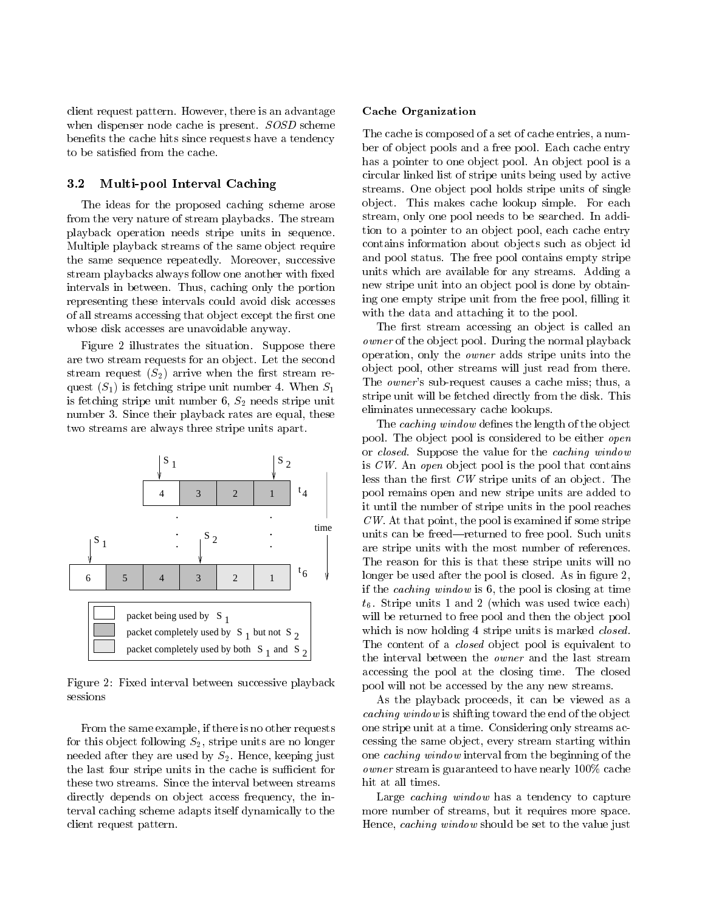client request pattern. However, there is an advantage when dispenser node cache is present. *SOSD* scheme benefits the cache hits since requests have a tendency to be satisfied from the cache.

### 3.2 Multi-pool Interval Caching

The ideas for the proposed caching scheme arose from the very nature of stream playbacks. The stream playback operation needs stripe units in sequence. Multiple playback streams of the same object require the same sequence repeatedly. Moreover, successive stream playbacks always follow one another with fixed intervals in between. Thus, caching only the portion representing these intervals could avoid disk accesses of all streams accessing that object except the first one whose disk accesses are unavoidable anyway.

Figure 2 illustrates the situation. Suppose there are two stream requests for an object. Let the second stream request ($S_2$) arrive when the first stream request ($S_1$) is fetching stripe unit number 4. When $S_1$ is fetching stripe unit number 6, $S_2$ needs stripe unit number 3. Since their playback rates are equal, these two streams are always three stripe units apart.

S 1
S 2
4 3 2 1
t 4
time
S 1
S 2
6 5 4 3 2 1
t 6
packet being used by S 1
packet completely used by S 1 but not S 2
packet completely used by both S 1 and S 2

Figure 2: Fixed interval between successive playback sessions

From the same example, if there is no other requests for this object following $S_2$, stripe units are no longer needed after they are used by $S_2$. Hence, keeping just the last four stripe units in the cache is sufficient for these two streams. Since the interval between streams directly depends on object access frequency, the interval caching scheme adapts itself dynamically to the client request pattern.

#### Cache Organization

The cache is composed of a set of cache entries, a number of object pools and a free pool. Each cache entry has a pointer to one object pool. An object pool is a circular linked list of stripe units being used by active streams. One object pool holds stripe units of single object. This makes cache lookup simple. For each stream, only one pool needs to be searched. In addition to a pointer to an object pool, each cache entry contains information about objects such as object id and pool status. The free pool contains empty stripe units which are available for any streams. Adding a new stripe unit into an object pool is done by obtaining one empty stripe unit from the free pool, filling it with the data and attaching it to the pool.

The first stream accessing an object is called an *owner* of the object pool. During the normal playback operation, only the *owner* adds stripe units into the object pool, other streams will just read from there. The *owner*'s sub-request causes a cache miss; thus, a stripe unit will be fetched directly from the disk. This eliminates unnecessary cache lookups.

The *caching window* defines the length of the object pool. The object pool is considered to be either *open* or *closed*. Suppose the value for the *caching window* is *CW*. An *open* object pool is the pool that contains less than the first *CW* stripe units of an object. The pool remains open and new stripe units are added to it until the number of stripe units in the pool reaches *CW*. At that point, the pool is examined if some stripe units can be freed—returned to free pool. Such units are stripe units with the most number of references. The reason for this is that these stripe units will no longer be used after the pool is closed. As in figure 2, if the *caching window* is 6, the pool is closing at time $t_6$. Stripe units 1 and 2 (which was used twice each) will be returned to free pool and then the object pool which is now holding 4 stripe units is marked *closed*. The content of a *closed* object pool is equivalent to the interval between the *owner* and the last stream accessing the pool at the closing time. The closed pool will not be accessed by the any new streams.

As the playback proceeds, it can be viewed as a *caching window* is shifting toward the end of the object one stripe unit at a time. Considering only streams accessing the same object, every stream starting within one *caching window* interval from the beginning of the *owner* stream is guaranteed to have nearly 100% cache hit at all times.

Large *caching window* has a tendency to capture more number of streams, but it requires more space. Hence, *caching window* should be set to the value just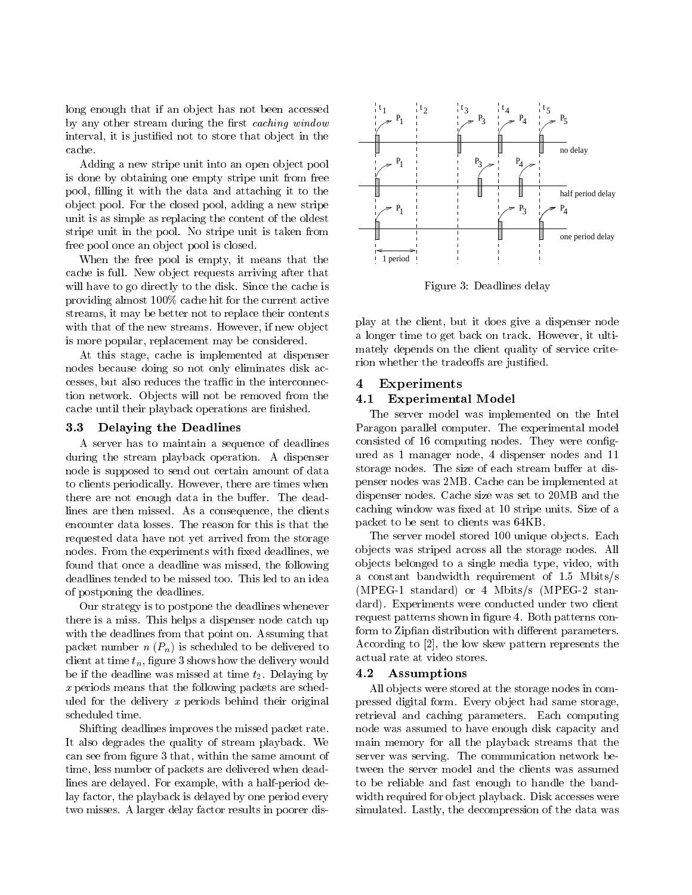long enough that if an object has not been accessed by any other stream during the first *caching window* interval, it is justified not to store that object in the cache.

Adding a new stripe unit into an open object pool is done by obtaining one empty stripe unit from free pool, filling it with the data and attaching it to the object pool. For the closed pool, adding a new stripe unit is as simple as replacing the content of the oldest stripe unit in the pool. No stripe unit is taken from free pool once an object pool is closed.

When the free pool is empty, it means that the cache is full. New object requests arriving after that will have to go directly to the disk. Since the cache is providing almost 100% cache hit for the current active streams, it may be better not to replace their contents with that of the new streams. However, if new object is more popular, replacement may be considered.

At this stage, cache is implemented at dispenser nodes because doing so not only eliminates disk accesses, but also reduces the traffic in the interconnection network. Objects will not be removed from the cache until their playback operations are finished.

### 3.3 Delaying the Deadlines

A server has to maintain a sequence of deadlines during the stream playback operation. A dispenser node is supposed to send out certain amount of data to clients periodically. However, there are times when there are not enough data in the buffer. The deadlines are then missed. As a consequence, the clients encounter data losses. The reason for this is that the requested data have not yet arrived from the storage nodes. From the experiments with fixed deadlines, we found that once a deadline was missed, the following deadlines tended to be missed too. This led to an idea of postponing the deadlines.

Our strategy is to postpone the deadlines whenever there is a miss. This helps a dispenser node catch up with the deadlines from that point on. Assuming that packet number $n$ ($P_n$) is scheduled to be delivered to client at time $t_n$, figure 3 shows how the delivery would be if the deadline was missed at time $t_2$. Delaying by $x$ periods means that the following packets are scheduled for the delivery $x$ periods behind their original scheduled time.

Shifting deadlines improves the missed packet rate. It also degrades the quality of stream playback. We can see from figure 3 that, within the same amount of time, less number of packets are delivered when deadlines are delayed. For example, with a half-period delay factor, the playback is delayed by one period every two misses. A larger delay factor results in poorer display at the client, but it does give a dispenser node a longer time to get back on track. However, it ultimately depends on the client quality of service criterion whether the tradeoffs are justified.

Figure 3: Deadlines delay

## 4 Experiments

### 4.1 Experimental Model

The server model was implemented on the Intel Paragon parallel computer. The experimental model consisted of 16 computing nodes. They were configured as 1 manager node, 4 dispenser nodes and 11 storage nodes. The size of each stream buffer at dispenser nodes was 2MB. Cache can be implemented at dispenser nodes. Cache size was set to 20MB and the caching window was fixed at 10 stripe units. Size of a packet to be sent to clients was 64KB.

The server model stored 100 unique objects. Each objects was striped across all the storage nodes. All objects belonged to a single media type, video, with a constant bandwidth requirement of 1.5 Mbits/s (MPEG-1 standard) or 4 Mbits/s (MPEG-2 standard). Experiments were conducted under two client request patterns shown in figure 4. Both patterns conform to Zipfian distribution with different parameters. According to [2], the low skew pattern represents the actual rate at video stores.

### 4.2 Assumptions

All objects were stored at the storage nodes in compressed digital form. Every object had same storage, retrieval and caching parameters. Each computing node was assumed to have enough disk capacity and main memory for all the playback streams that the server was serving. The communication network between the server model and the clients was assumed to be reliable and fast enough to handle the bandwidth required for object playback. Disk accesses were simulated. Lastly, the decompression of the data was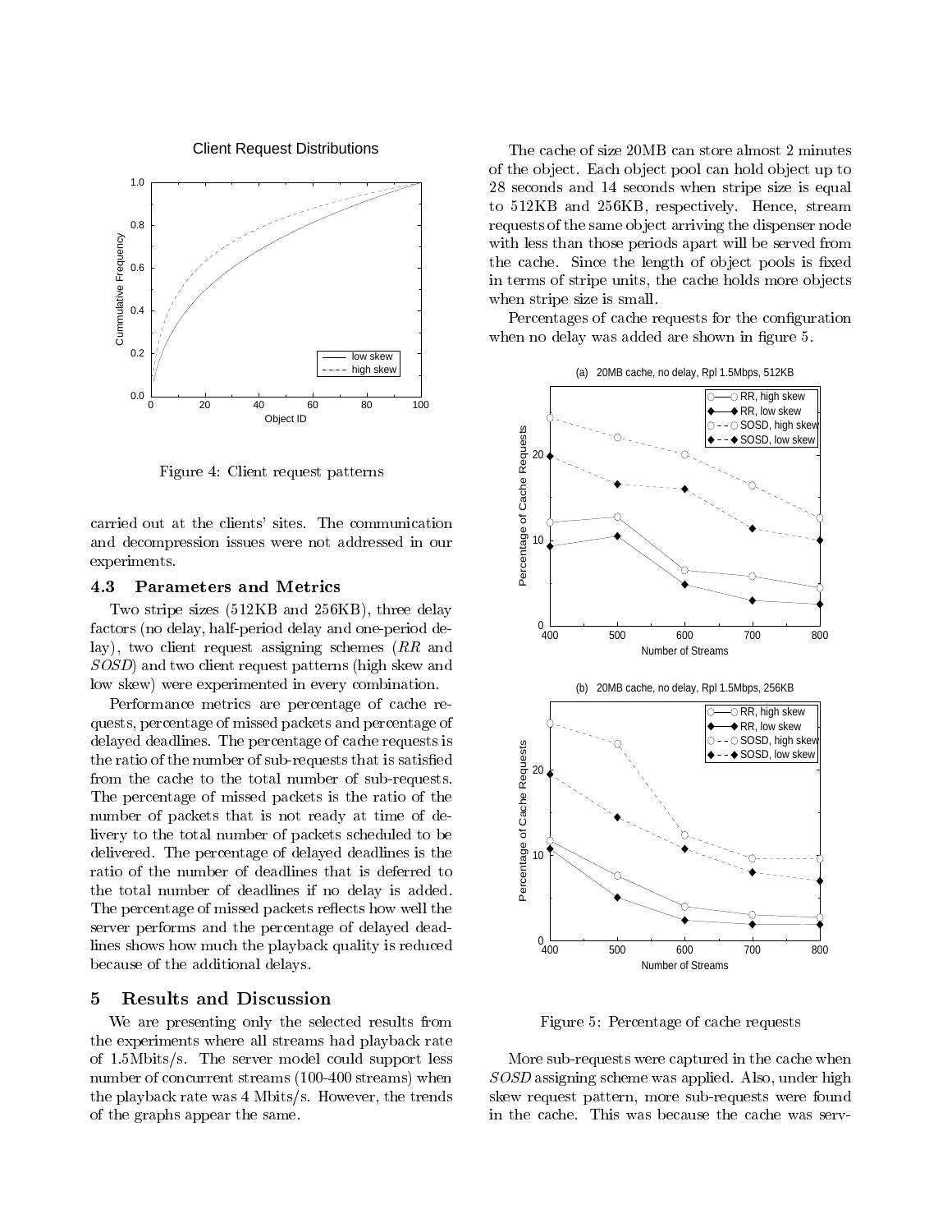Figure 4: Client request patterns

carried out at the clients' sites. The communication and decompression issues were not addressed in our experiments.

### 4.3 Parameters and Metrics

Two stripe sizes (512KB and 256KB), three delay factors (no delay, half-period delay and one-period delay), two client request assigning schemes (*RR* and *SOSD*) and two client request patterns (high skew and low skew) were experimented in every combination.

Performance metrics are percentage of cache requests, percentage of missed packets and percentage of delayed deadlines. The percentage of cache requests is the ratio of the number of sub-requests that is satisfied from the cache to the total number of sub-requests. The percentage of missed packets is the ratio of the number of packets that is not ready at time of delivery to the total number of packets scheduled to be delivered. The percentage of delayed deadlines is the ratio of the number of deadlines that is deferred to the total number of deadlines if no delay is added. The percentage of missed packets reflects how well the server performs and the percentage of delayed deadlines shows how much the playback quality is reduced because of the additional delays.

## 5 Results and Discussion

We are presenting only the selected results from the experiments where all streams had playback rate of 1.5Mbits/s. The server model could support less number of concurrent streams (100-400 streams) when the playback rate was 4 Mbits/s. However, the trends of the graphs appear the same.

The cache of size 20MB can store almost 2 minutes of the object. Each object pool can hold object up to 28 seconds and 14 seconds when stripe size is equal to 512KB and 256KB, respectively. Hence, stream requests of the same object arriving the dispenser node with less than those periods apart will be served from the cache. Since the length of object pools is fixed in terms of stripe units, the cache holds more objects when stripe size is small.

Percentages of cache requests for the configuration when no delay was added are shown in figure 5.

Figure 5: Percentage of cache requests

More sub-requests were captured in the cache when *SOSD* assigning scheme was applied. Also, under high skew request pattern, more sub-requests were found in the cache. This was because the cache was serv-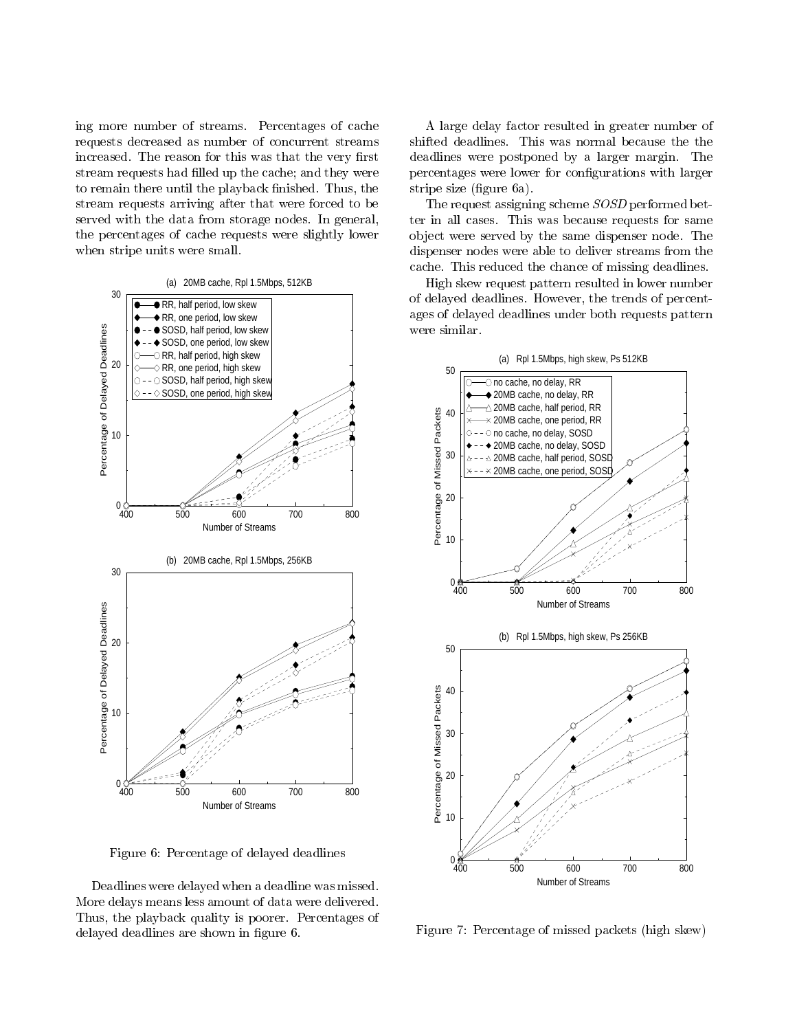ing more number of streams. Percentages of cache requests decreased as number of concurrent streams increased. The reason for this was that the very first stream requests had filled up the cache; and they were to remain there until the playback finished. Thus, the stream requests arriving after that were forced to be served with the data from storage nodes. In general, the percentages of cache requests were slightly lower when stripe units were small.

Figure 6: Percentage of delayed deadlines

Deadlines were delayed when a deadline was missed. More delays means less amount of data were delivered. Thus, the playback quality is poorer. Percentages of delayed deadlines are shown in figure 6.

A large delay factor resulted in greater number of shifted deadlines. This was normal because the the deadlines were postponed by a larger margin. The percentages were lower for configurations with larger stripe size (figure 6a).

The request assigning scheme *SOSD* performed better in all cases. This was because requests for same object were served by the same dispenser node. The dispenser nodes were able to deliver streams from the cache. This reduced the chance of missing deadlines.

High skew request pattern resulted in lower number of delayed deadlines. However, the trends of percentages of delayed deadlines under both requests pattern were similar.

Figure 7: Percentage of missed packets (high skew)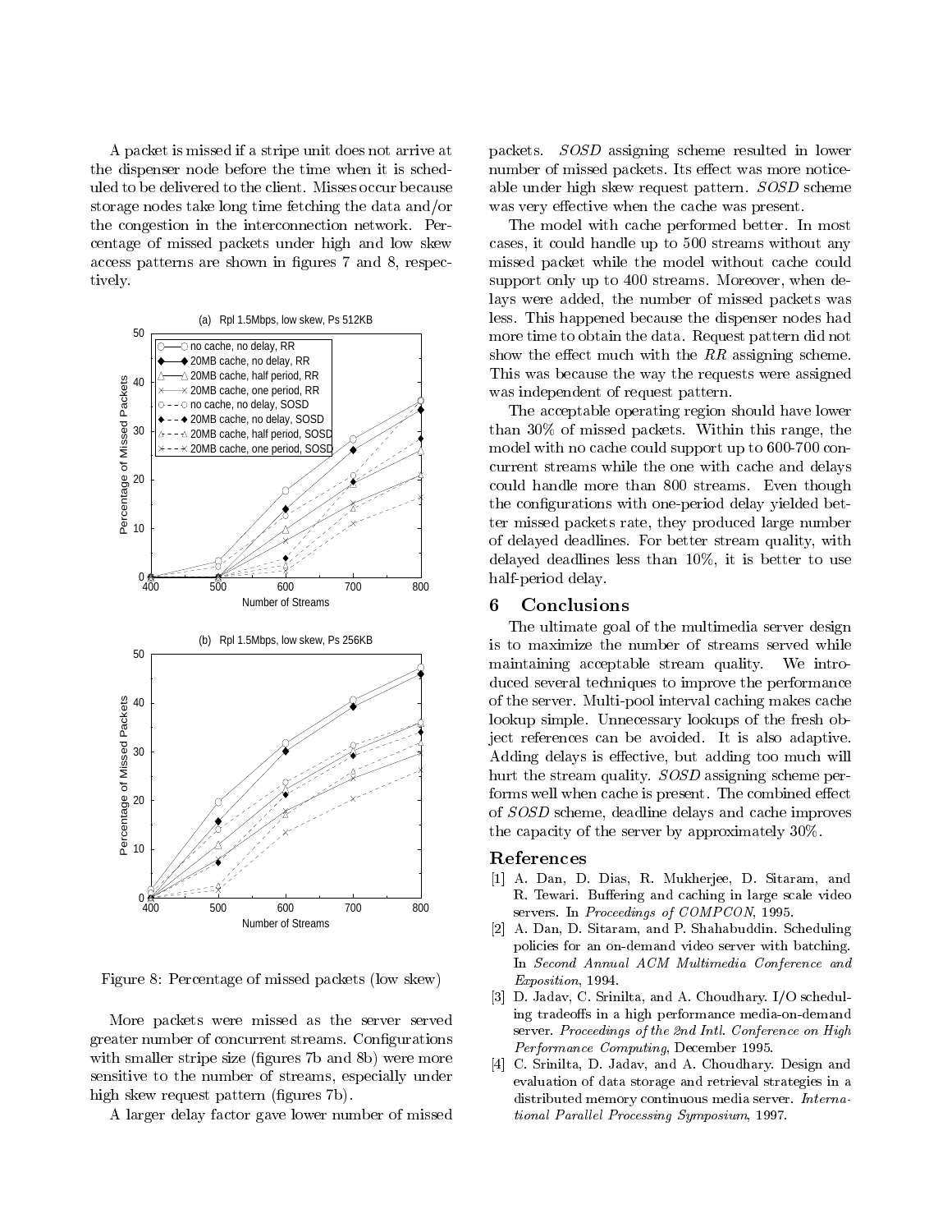A packet is missed if a stripe unit does not arrive at the dispenser node before the time when it is scheduled to be delivered to the client. Misses occur because storage nodes take long time fetching the data and/or the congestion in the interconnection network. Percentage of missed packets under high and low skew access patterns are shown in figures 7 and 8, respectively.

(a) Rpl 1.5Mbps, low skew, Ps 512KB

Percentage of Missed Packets

Number of Streams

0 10 20 30 40 50

400 500 600 700 800

no cache, no delay, RR
20MB cache, no delay, RR
20MB cache, half period, RR
20MB cache, one period, RR
no cache, no delay, SOSD
20MB cache, no delay, SOSD
20MB cache, half period, SOSD
20MB cache, one period, SOSD

(b) Rpl 1.5Mbps, low skew, Ps 256KB

Percentage of Missed Packets

Number of Streams

0 10 20 30 40 50

400 500 600 700 800

Figure 8: Percentage of missed packets (low skew)

More packets were missed as the server served greater number of concurrent streams. Configurations with smaller stripe size (figures 7b and 8b) were more sensitive to the number of streams, especially under high skew request pattern (figures 7b).

A larger delay factor gave lower number of missed packets. *SOSD* assigning scheme resulted in lower number of missed packets. Its effect was more noticeable under high skew request pattern. *SOSD* scheme was very effective when the cache was present.

The model with cache performed better. In most cases, it could handle up to 500 streams without any missed packet while the model without cache could support only up to 400 streams. Moreover, when delays were added, the number of missed packets was less. This happened because the dispenser nodes had more time to obtain the data. Request pattern did not show the effect much with the *RR* assigning scheme. This was because the way the requests were assigned was independent of request pattern.

The acceptable operating region should have lower than 30% of missed packets. Within this range, the model with no cache could support up to 600-700 concurrent streams while the one with cache and delays could handle more than 800 streams. Even though the configurations with one-period delay yielded better missed packets rate, they produced large number of delayed deadlines. For better stream quality, with delayed deadlines less than 10%, it is better to use half-period delay.

## 6 Conclusions

The ultimate goal of the multimedia server design is to maximize the number of streams served while maintaining acceptable stream quality. We introduced several techniques to improve the performance of the server. Multi-pool interval caching makes cache lookup simple. Unnecessary lookups of the fresh object references can be avoided. It is also adaptive. Adding delays is effective, but adding too much will hurt the stream quality. *SOSD* assigning scheme performs well when cache is present. The combined effect of *SOSD* scheme, deadline delays and cache improves the capacity of the server by approximately 30%.

## References

[1] A. Dan, D. Dias, R. Mukherjee, D. Sitaram, and R. Tewari. Buffering and caching in large scale video servers. In *Proceedings of COMPCON*, 1995.

[2] A. Dan, D. Sitaram, and P. Shahabuddin. Scheduling policies for an on-demand video server with batching. In *Second Annual ACM Multimedia Conference and Exposition*, 1994.

[3] D. Jadav, C. Srinilta, and A. Choudhary. I/O scheduling tradeoffs in a high performance media-on-demand server. *Proceedings of the 2nd Intl. Conference on High Performance Computing*, December 1995.

[4] C. Srinilta, D. Jadav, and A. Choudhary. Design and evaluation of data storage and retrieval strategies in a distributed memory continuous media server. *International Parallel Processing Symposium*, 1997.